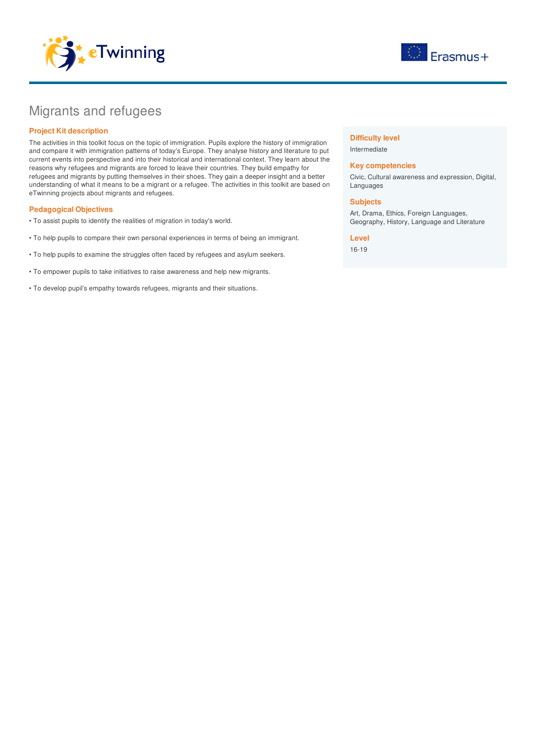# Migrants and refugees

## Project Kit description

The activities in this toolkit focus on the topic of immigration. Pupils explore the history of immigration and compare it with immigration patterns of today's Europe. They analyse history and literature to put current events into perspective and into their historical and international context. They learn about the reasons why refugees and migrants are forced to leave their countries. They build empathy for refugees and migrants by putting themselves in their shoes. They gain a deeper insight and a better understanding of what it means to be a migrant or a refugee. The activities in this toolkit are based on eTwinning projects about migrants and refugees.

## Pedagogical Objectives

• To assist pupils to identify the realities of migration in today's world.

• To help pupils to compare their own personal experiences in terms of being an immigrant.

• To help pupils to examine the struggles often faced by refugees and asylum seekers.

• To empower pupils to take initiatives to raise awareness and help new migrants.

• To develop pupil's empathy towards refugees, migrants and their situations.

### Difficulty level

Intermediate

### Key competencies

Civic, Cultural awareness and expression, Digital, Languages

### Subjects

Art, Drama, Ethics, Foreign Languages, Geography, History, Language and Literature

### Level

16-19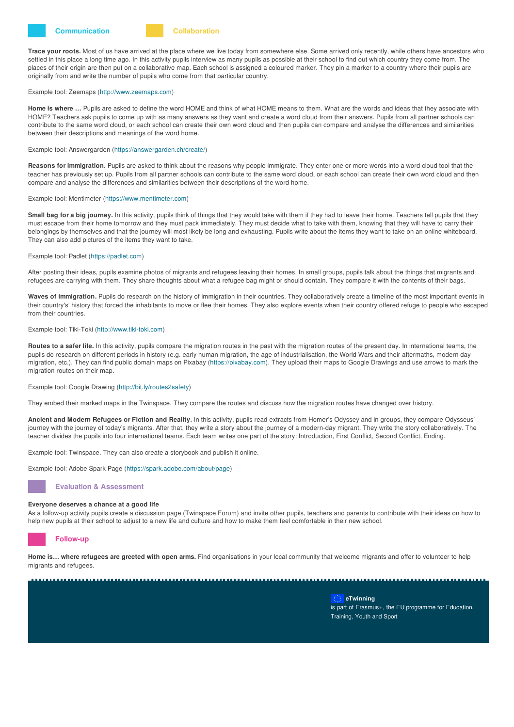## Communication

## Collaboration

**Trace your roots.** Most of us have arrived at the place where we live today from somewhere else. Some arrived only recently, while others have ancestors who settled in this place a long time ago. In this activity pupils interview as many pupils as possible at their school to find out which country they come from. The places of their origin are then put on a collaborative map. Each school is assigned a coloured marker. They pin a marker to a country where their pupils are originally from and write the number of pupils who come from that particular country.

Example tool: Zeemaps (http://www.zeemaps.com)

**Home is where …** Pupils are asked to define the word HOME and think of what HOME means to them. What are the words and ideas that they associate with HOME? Teachers ask pupils to come up with as many answers as they want and create a word cloud from their answers. Pupils from all partner schools can contribute to the same word cloud, or each school can create their own word cloud and then pupils can compare and analyse the differences and similarities between their descriptions and meanings of the word home.

Example tool: Answergarden (https://answergarden.ch/create/)

**Reasons for immigration.** Pupils are asked to think about the reasons why people immigrate. They enter one or more words into a word cloud tool that the teacher has previously set up. Pupils from all partner schools can contribute to the same word cloud, or each school can create their own word cloud and then compare and analyse the differences and similarities between their descriptions of the word home.

Example tool: Mentimeter (https://www.mentimeter.com)

**Small bag for a big journey.** In this activity, pupils think of things that they would take with them if they had to leave their home. Teachers tell pupils that they must escape from their home tomorrow and they must pack immediately. They must decide what to take with them, knowing that they will have to carry their belongings by themselves and that the journey will most likely be long and exhausting. Pupils write about the items they want to take on an online whiteboard. They can also add pictures of the items they want to take.

Example tool: Padlet (https://padlet.com)

After posting their ideas, pupils examine photos of migrants and refugees leaving their homes. In small groups, pupils talk about the things that migrants and refugees are carrying with them. They share thoughts about what a refugee bag might or should contain. They compare it with the contents of their bags.

**Waves of immigration.** Pupils do research on the history of immigration in their countries. They collaboratively create a timeline of the most important events in their country's' history that forced the inhabitants to move or flee their homes. They also explore events when their country offered refuge to people who escaped from their countries.

Example tool: Tiki-Toki (http://www.tiki-toki.com)

**Routes to a safer life.** In this activity, pupils compare the migration routes in the past with the migration routes of the present day. In international teams, the pupils do research on different periods in history (e.g. early human migration, the age of industrialisation, the World Wars and their aftermaths, modern day migration, etc.). They can find public domain maps on Pixabay (https://pixabay.com). They upload their maps to Google Drawings and use arrows to mark the migration routes on their map.

Example tool: Google Drawing (http://bit.ly/routes2safety)

They embed their marked maps in the Twinspace. They compare the routes and discuss how the migration routes have changed over history.

**Ancient and Modern Refugees or Fiction and Reality.** In this activity, pupils read extracts from Homer's Odyssey and in groups, they compare Odysseus' journey with the journey of today's migrants. After that, they write a story about the journey of a modern-day migrant. They write the story collaboratively. The teacher divides the pupils into four international teams. Each team writes one part of the story: Introduction, First Conflict, Second Conflict, Ending.

Example tool: Twinspace. They can also create a storybook and publish it online.

Example tool: Adobe Spark Page (https://spark.adobe.com/about/page)

## Evaluation & Assessment

**Everyone deserves a chance at a good life**

As a follow-up activity pupils create a discussion page (Twinspace Forum) and invite other pupils, teachers and parents to contribute with their ideas on how to help new pupils at their school to adjust to a new life and culture and how to make them feel comfortable in their new school.

## Follow-up

**Home is… where refugees are greeted with open arms.** Find organisations in your local community that welcome migrants and offer to volunteer to help migrants and refugees.

**eTwinning**
is part of Erasmus+, the EU programme for Education, Training, Youth and Sport